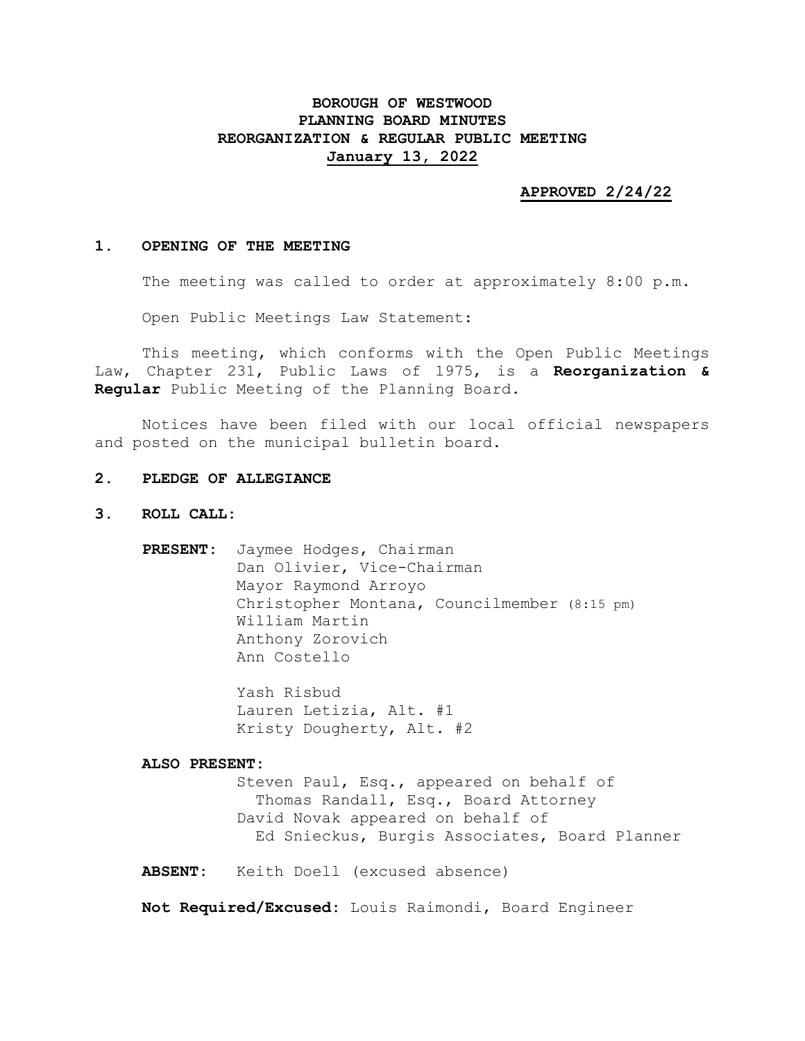# BOROUGH OF WESTWOOD
# PLANNING BOARD MINUTES
# REORGANIZATION & REGULAR PUBLIC MEETING
# January 13, 2022

**APPROVED 2/24/22**

## 1. OPENING OF THE MEETING

The meeting was called to order at approximately 8:00 p.m.

Open Public Meetings Law Statement:

This meeting, which conforms with the Open Public Meetings Law, Chapter 231, Public Laws of 1975, is a **Reorganization & Regular** Public Meeting of the Planning Board.

Notices have been filed with our local official newspapers and posted on the municipal bulletin board.

## 2. PLEDGE OF ALLEGIANCE

## 3. ROLL CALL:

**PRESENT:**
Jaymee Hodges, Chairman
Dan Olivier, Vice-Chairman
Mayor Raymond Arroyo
Christopher Montana, Councilmember (8:15 pm)
William Martin
Anthony Zorovich
Ann Costello

Yash Risbud
Lauren Letizia, Alt. #1
Kristy Dougherty, Alt. #2

**ALSO PRESENT:**
Steven Paul, Esq., appeared on behalf of Thomas Randall, Esq., Board Attorney
David Novak appeared on behalf of Ed Snieckus, Burgis Associates, Board Planner

**ABSENT:** Keith Doell (excused absence)

**Not Required/Excused:** Louis Raimondi, Board Engineer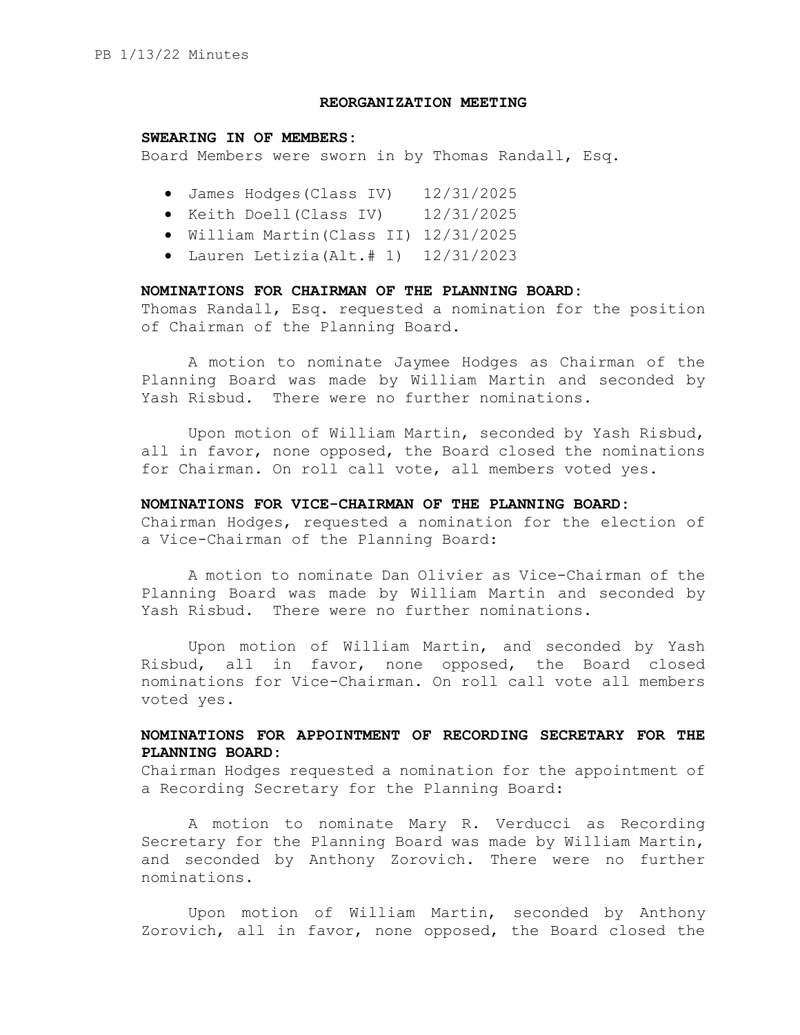## REORGANIZATION MEETING

**SWEARING IN OF MEMBERS:**
Board Members were sworn in by Thomas Randall, Esq.

- James Hodges(Class IV) 12/31/2025
- Keith Doell(Class IV) 12/31/2025
- William Martin(Class II) 12/31/2025
- Lauren Letizia(Alt.# 1) 12/31/2023

**NOMINATIONS FOR CHAIRMAN OF THE PLANNING BOARD:**
Thomas Randall, Esq. requested a nomination for the position of Chairman of the Planning Board.

A motion to nominate Jaymee Hodges as Chairman of the Planning Board was made by William Martin and seconded by Yash Risbud. There were no further nominations.

Upon motion of William Martin, seconded by Yash Risbud, all in favor, none opposed, the Board closed the nominations for Chairman. On roll call vote, all members voted yes.

**NOMINATIONS FOR VICE-CHAIRMAN OF THE PLANNING BOARD:**
Chairman Hodges, requested a nomination for the election of a Vice-Chairman of the Planning Board:

A motion to nominate Dan Olivier as Vice-Chairman of the Planning Board was made by William Martin and seconded by Yash Risbud. There were no further nominations.

Upon motion of William Martin, and seconded by Yash Risbud, all in favor, none opposed, the Board closed nominations for Vice-Chairman. On roll call vote all members voted yes.

**NOMINATIONS FOR APPOINTMENT OF RECORDING SECRETARY FOR THE PLANNING BOARD:**
Chairman Hodges requested a nomination for the appointment of a Recording Secretary for the Planning Board:

A motion to nominate Mary R. Verducci as Recording Secretary for the Planning Board was made by William Martin, and seconded by Anthony Zorovich. There were no further nominations.

Upon motion of William Martin, seconded by Anthony Zorovich, all in favor, none opposed, the Board closed the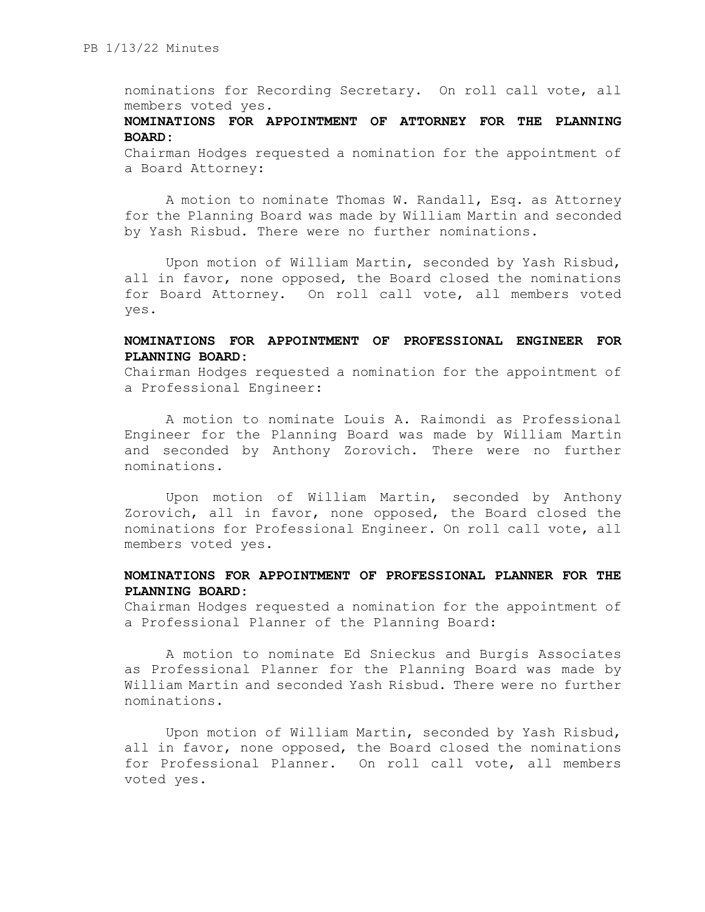nominations for Recording Secretary. On roll call vote, all members voted yes.

**NOMINATIONS FOR APPOINTMENT OF ATTORNEY FOR THE PLANNING BOARD:**

Chairman Hodges requested a nomination for the appointment of a Board Attorney:

A motion to nominate Thomas W. Randall, Esq. as Attorney for the Planning Board was made by William Martin and seconded by Yash Risbud. There were no further nominations.

Upon motion of William Martin, seconded by Yash Risbud, all in favor, none opposed, the Board closed the nominations for Board Attorney. On roll call vote, all members voted yes.

**NOMINATIONS FOR APPOINTMENT OF PROFESSIONAL ENGINEER FOR PLANNING BOARD:**

Chairman Hodges requested a nomination for the appointment of a Professional Engineer:

A motion to nominate Louis A. Raimondi as Professional Engineer for the Planning Board was made by William Martin and seconded by Anthony Zorovich. There were no further nominations.

Upon motion of William Martin, seconded by Anthony Zorovich, all in favor, none opposed, the Board closed the nominations for Professional Engineer. On roll call vote, all members voted yes.

**NOMINATIONS FOR APPOINTMENT OF PROFESSIONAL PLANNER FOR THE PLANNING BOARD:**

Chairman Hodges requested a nomination for the appointment of a Professional Planner of the Planning Board:

A motion to nominate Ed Snieckus and Burgis Associates as Professional Planner for the Planning Board was made by William Martin and seconded Yash Risbud. There were no further nominations.

Upon motion of William Martin, seconded by Yash Risbud, all in favor, none opposed, the Board closed the nominations for Professional Planner. On roll call vote, all members voted yes.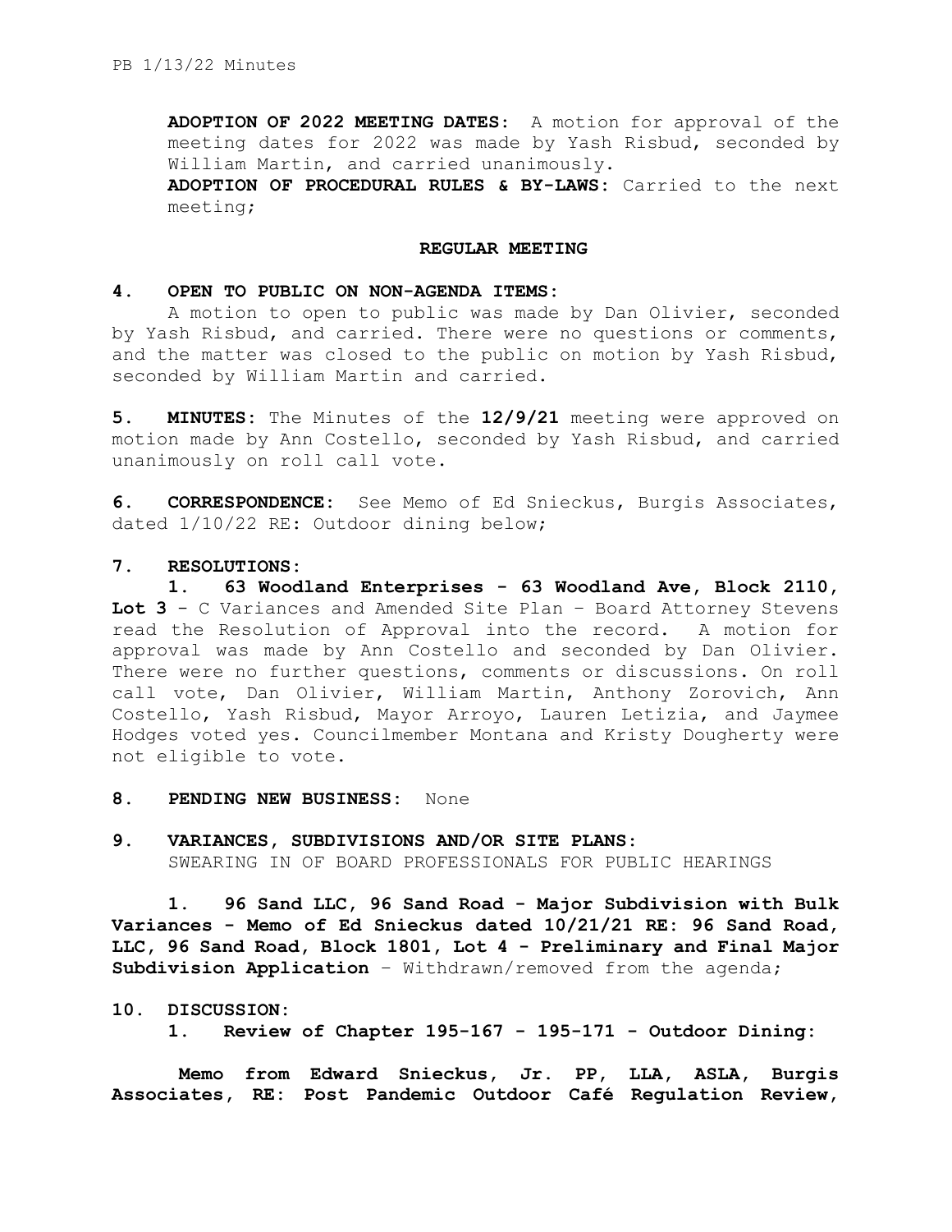**ADOPTION OF 2022 MEETING DATES:** A motion for approval of the meeting dates for 2022 was made by Yash Risbud, seconded by William Martin, and carried unanimously.

**ADOPTION OF PROCEDURAL RULES & BY-LAWS:** Carried to the next meeting;

**REGULAR MEETING**

**4. OPEN TO PUBLIC ON NON-AGENDA ITEMS:**

A motion to open to public was made by Dan Olivier, seconded by Yash Risbud, and carried. There were no questions or comments, and the matter was closed to the public on motion by Yash Risbud, seconded by William Martin and carried.

**5. MINUTES:** The Minutes of the **12/9/21** meeting were approved on motion made by Ann Costello, seconded by Yash Risbud, and carried unanimously on roll call vote.

**6. CORRESPONDENCE:** See Memo of Ed Snieckus, Burgis Associates, dated 1/10/22 RE: Outdoor dining below;

**7. RESOLUTIONS:**

**1. 63 Woodland Enterprises - 63 Woodland Ave, Block 2110, Lot 3** - C Variances and Amended Site Plan – Board Attorney Stevens read the Resolution of Approval into the record. A motion for approval was made by Ann Costello and seconded by Dan Olivier. There were no further questions, comments or discussions. On roll call vote, Dan Olivier, William Martin, Anthony Zorovich, Ann Costello, Yash Risbud, Mayor Arroyo, Lauren Letizia, and Jaymee Hodges voted yes. Councilmember Montana and Kristy Dougherty were not eligible to vote.

**8. PENDING NEW BUSINESS:** None

**9. VARIANCES, SUBDIVISIONS AND/OR SITE PLANS:**

SWEARING IN OF BOARD PROFESSIONALS FOR PUBLIC HEARINGS

**1. 96 Sand LLC, 96 Sand Road - Major Subdivision with Bulk Variances - Memo of Ed Snieckus dated 10/21/21 RE: 96 Sand Road, LLC, 96 Sand Road, Block 1801, Lot 4 - Preliminary and Final Major Subdivision Application** – Withdrawn/removed from the agenda;

**10. DISCUSSION:**

**1. Review of Chapter 195-167 - 195-171 - Outdoor Dining:**

**Memo from Edward Snieckus, Jr. PP, LLA, ASLA, Burgis Associates, RE: Post Pandemic Outdoor Café Regulation Review,**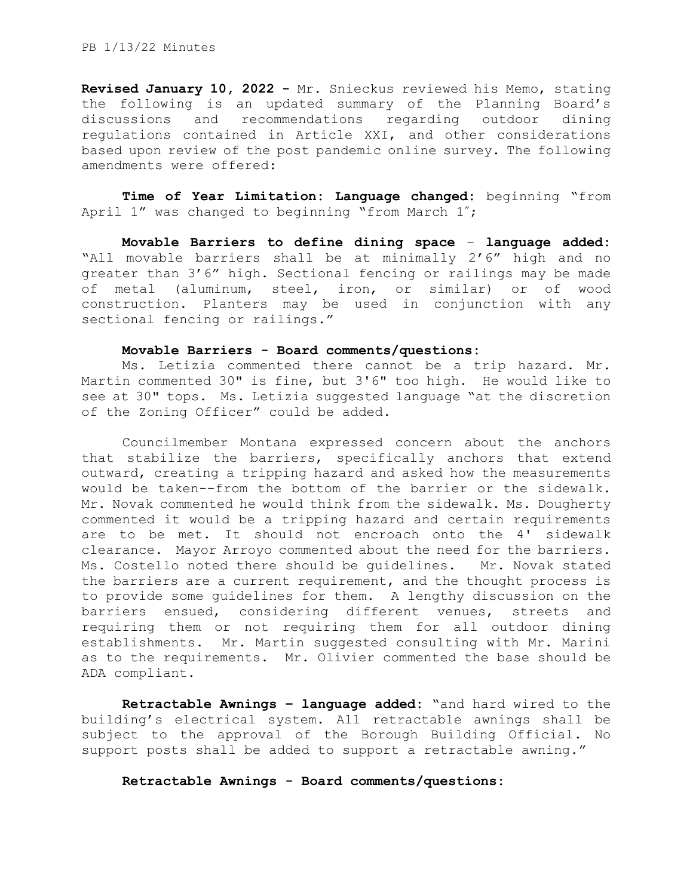**Revised January 10, 2022 -** Mr. Snieckus reviewed his Memo, stating the following is an updated summary of the Planning Board's discussions and recommendations regarding outdoor dining regulations contained in Article XXI, and other considerations based upon review of the post pandemic online survey. The following amendments were offered:

**Time of Year Limitation: Language changed:** beginning "from April 1" was changed to beginning "from March 1";

**Movable Barriers to define dining space – language added:** "All movable barriers shall be at minimally 2'6" high and no greater than 3'6" high. Sectional fencing or railings may be made of metal (aluminum, steel, iron, or similar) or of wood construction. Planters may be used in conjunction with any sectional fencing or railings."

**Movable Barriers - Board comments/questions:**

Ms. Letizia commented there cannot be a trip hazard. Mr. Martin commented 30" is fine, but 3'6" too high. He would like to see at 30" tops. Ms. Letizia suggested language "at the discretion of the Zoning Officer" could be added.

Councilmember Montana expressed concern about the anchors that stabilize the barriers, specifically anchors that extend outward, creating a tripping hazard and asked how the measurements would be taken--from the bottom of the barrier or the sidewalk. Mr. Novak commented he would think from the sidewalk. Ms. Dougherty commented it would be a tripping hazard and certain requirements are to be met. It should not encroach onto the 4' sidewalk clearance. Mayor Arroyo commented about the need for the barriers. Ms. Costello noted there should be guidelines. Mr. Novak stated the barriers are a current requirement, and the thought process is to provide some guidelines for them. A lengthy discussion on the barriers ensued, considering different venues, streets and requiring them or not requiring them for all outdoor dining establishments. Mr. Martin suggested consulting with Mr. Marini as to the requirements. Mr. Olivier commented the base should be ADA compliant.

**Retractable Awnings – language added:** "and hard wired to the building's electrical system. All retractable awnings shall be subject to the approval of the Borough Building Official. No support posts shall be added to support a retractable awning."

**Retractable Awnings - Board comments/questions:**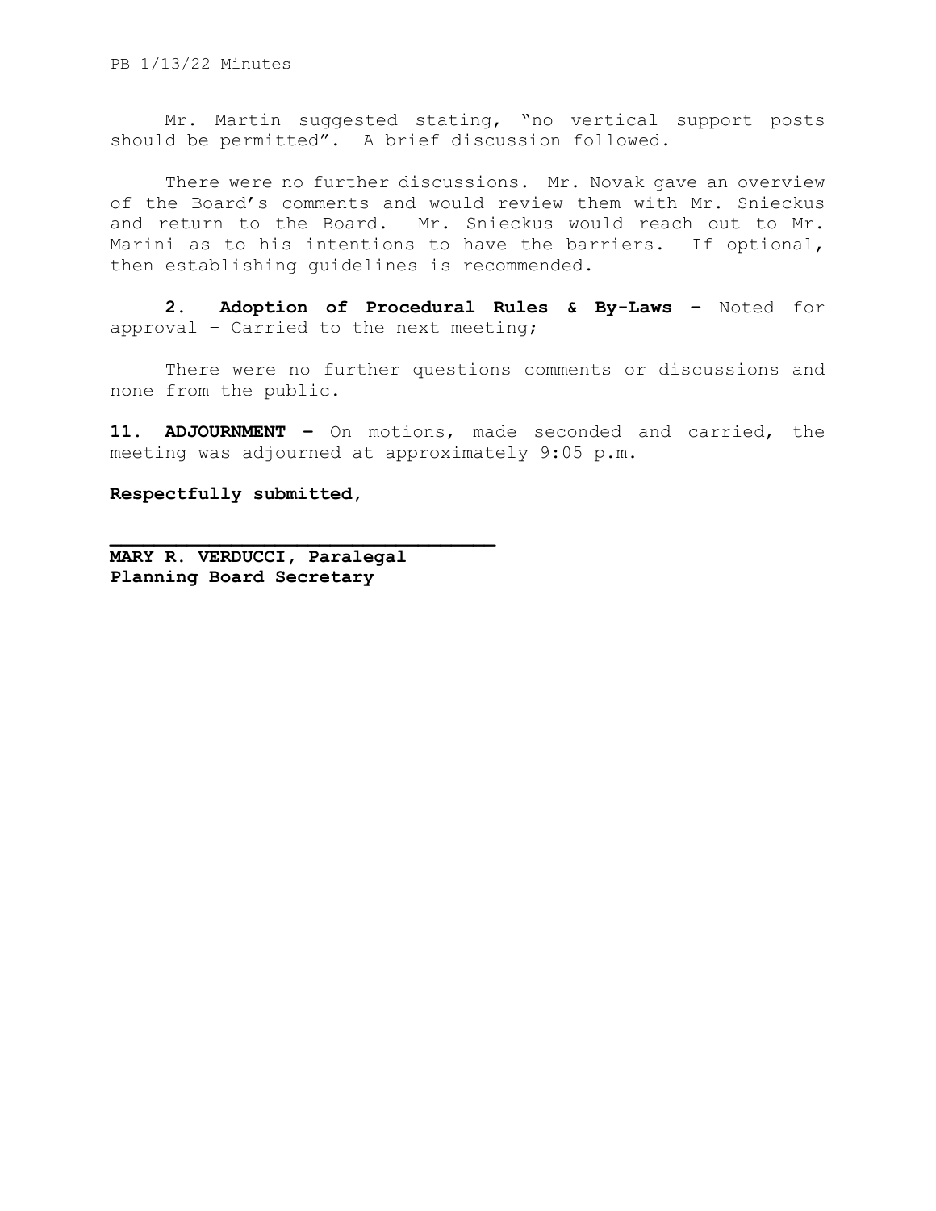Mr. Martin suggested stating, "no vertical support posts should be permitted". A brief discussion followed.

There were no further discussions. Mr. Novak gave an overview of the Board's comments and would review them with Mr. Snieckus and return to the Board. Mr. Snieckus would reach out to Mr. Marini as to his intentions to have the barriers. If optional, then establishing guidelines is recommended.

**2. Adoption of Procedural Rules & By-Laws –** Noted for approval – Carried to the next meeting;

There were no further questions comments or discussions and none from the public.

**11. ADJOURNMENT –** On motions, made seconded and carried, the meeting was adjourned at approximately 9:05 p.m.

**Respectfully submitted,**

\_\_\_\_\_\_\_\_\_\_\_\_\_\_\_\_\_\_\_\_\_\_\_\_\_\_\_\_\_\_\_\_\_\_

**MARY R. VERDUCCI, Paralegal**
**Planning Board Secretary**